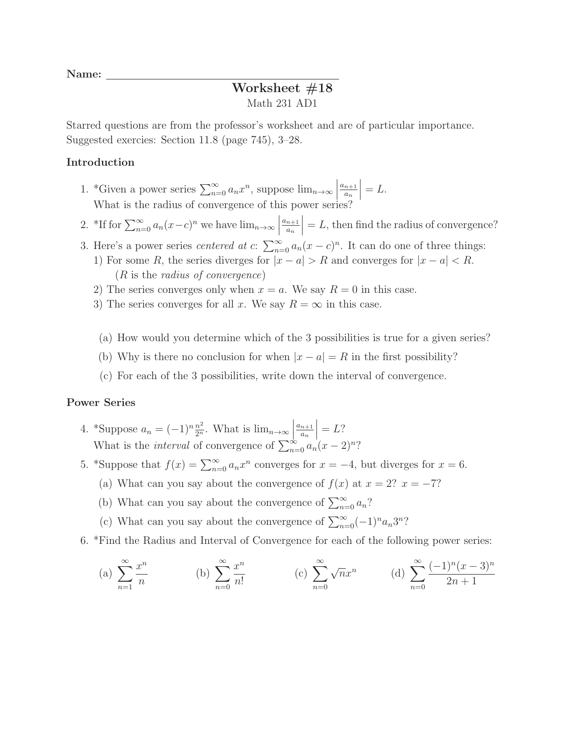**Name:** ____________________

# Worksheet #18

Math 231 AD1

Starred questions are from the professor's worksheet and are of particular importance. Suggested exercises: Section 11.8 (page 745), 3–28.

## Introduction

1. *Given a power series $\sum_{n=0}^{\infty} a_n x^n$, suppose $\lim_{n\to\infty} \left|\frac{a_{n+1}}{a_n}\right| = L$.
   What is the radius of convergence of this power series?
2. *If for $\sum_{n=0}^{\infty} a_n(x-c)^n$ we have $\lim_{n\to\infty} \left|\frac{a_{n+1}}{a_n}\right| = L$, then find the radius of convergence?
3. Here's a power series *centered at* $c$: $\sum_{n=0}^{\infty} a_n(x-c)^n$. It can do one of three things:
   1) For some $R$, the series diverges for $|x-a| > R$ and converges for $|x-a| < R$.
      ($R$ is the *radius of convergence*)
   2) The series converges only when $x = a$. We say $R = 0$ in this case.
   3) The series converges for all $x$. We say $R = \infty$ in this case.

   (a) How would you determine which of the 3 possibilities is true for a given series?

   (b) Why is there no conclusion for when $|x-a| = R$ in the first possibility?

   (c) For each of the 3 possibilities, write down the interval of convergence.

## Power Series

4. *Suppose $a_n = (-1)^n \frac{n^2}{2^n}$. What is $\lim_{n\to\infty} \left|\frac{a_{n+1}}{a_n}\right| = L$?
   What is the *interval* of convergence of $\sum_{n=0}^{\infty} a_n(x-2)^n$?
5. *Suppose that $f(x) = \sum_{n=0}^{\infty} a_n x^n$ converges for $x = -4$, but diverges for $x = 6$.

   (a) What can you say about the convergence of $f(x)$ at $x = 2$? $x = -7$?

   (b) What can you say about the convergence of $\sum_{n=0}^{\infty} a_n$?

   (c) What can you say about the convergence of $\sum_{n=0}^{\infty} (-1)^n a_n 3^n$?
6. *Find the Radius and Interval of Convergence for each of the following power series:

   (a) $\displaystyle\sum_{n=1}^{\infty} \frac{x^n}{n}$ (b) $\displaystyle\sum_{n=0}^{\infty} \frac{x^n}{n!}$ (c) $\displaystyle\sum_{n=0}^{\infty} \sqrt{n}\, x^n$ (d) $\displaystyle\sum_{n=0}^{\infty} \frac{(-1)^n (x-3)^n}{2n+1}$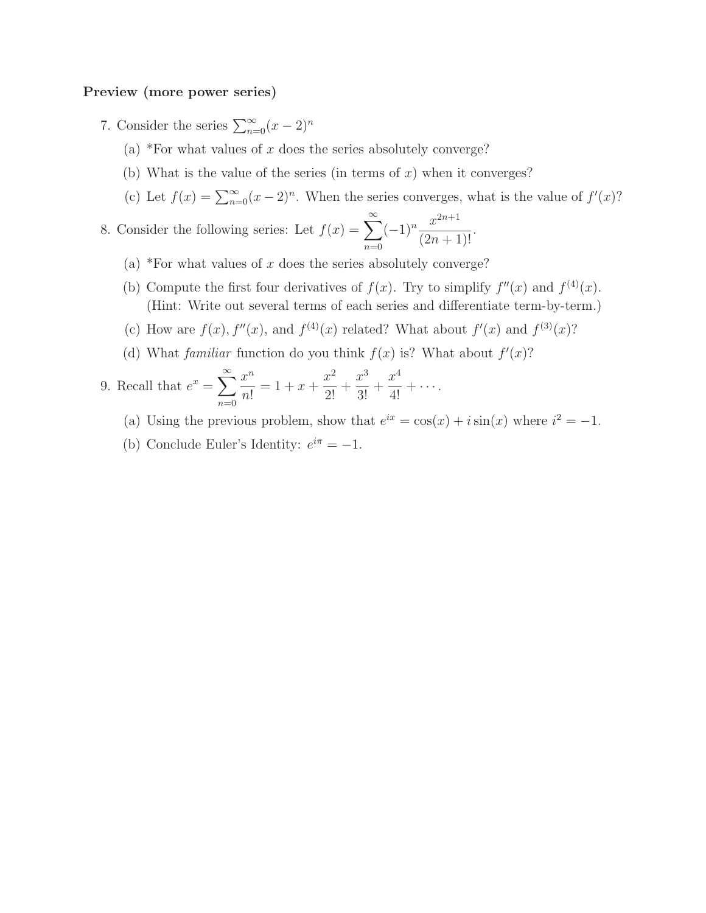**Preview (more power series)**

7. Consider the series $\sum_{n=0}^{\infty}(x-2)^n$
   (a) *For what values of $x$ does the series absolutely converge?
   (b) What is the value of the series (in terms of $x$) when it converges?
   (c) Let $f(x) = \sum_{n=0}^{\infty}(x-2)^n$. When the series converges, what is the value of $f'(x)$?

8. Consider the following series: Let $f(x) = \displaystyle\sum_{n=0}^{\infty}(-1)^n \frac{x^{2n+1}}{(2n+1)!}$.
   (a) *For what values of $x$ does the series absolutely converge?
   (b) Compute the first four derivatives of $f(x)$. Try to simplify $f''(x)$ and $f^{(4)}(x)$. (Hint: Write out several terms of each series and differentiate term-by-term.)
   (c) How are $f(x), f''(x)$, and $f^{(4)}(x)$ related? What about $f'(x)$ and $f^{(3)}(x)$?
   (d) What *familiar* function do you think $f(x)$ is? What about $f'(x)$?

9. Recall that $e^x = \displaystyle\sum_{n=0}^{\infty}\frac{x^n}{n!} = 1 + x + \frac{x^2}{2!} + \frac{x^3}{3!} + \frac{x^4}{4!} + \cdots$.
   (a) Using the previous problem, show that $e^{ix} = \cos(x) + i\sin(x)$ where $i^2 = -1$.
   (b) Conclude Euler's Identity: $e^{i\pi} = -1$.